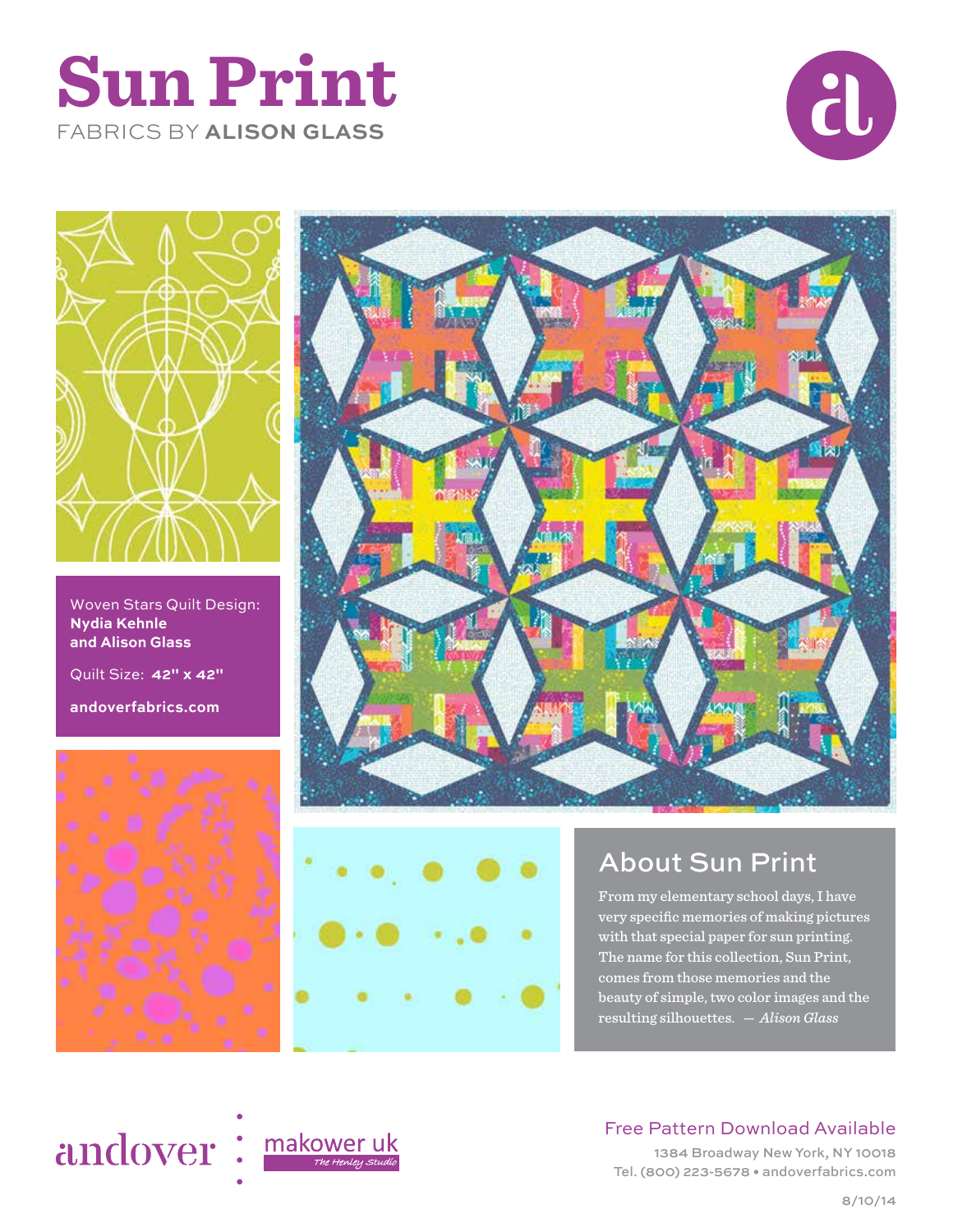# Sun Print

FABRICS BY **ALISON GLASS**

Woven Stars Quilt Design:
**Nydia Kehnle**
**and Alison Glass**

Quilt Size: **42" x 42"**

**andoverfabrics.com**

## About Sun Print

From my elementary school days, I have very specific memories of making pictures with that special paper for sun printing. The name for this collection, Sun Print, comes from those memories and the beauty of simple, two color images and the resulting silhouettes. — *Alison Glass*

andover : makower uk *The Henley Studio*

Free Pattern Download Available

1384 Broadway New York, NY 10018
Tel. (800) 223-5678 • andoverfabrics.com

8/10/14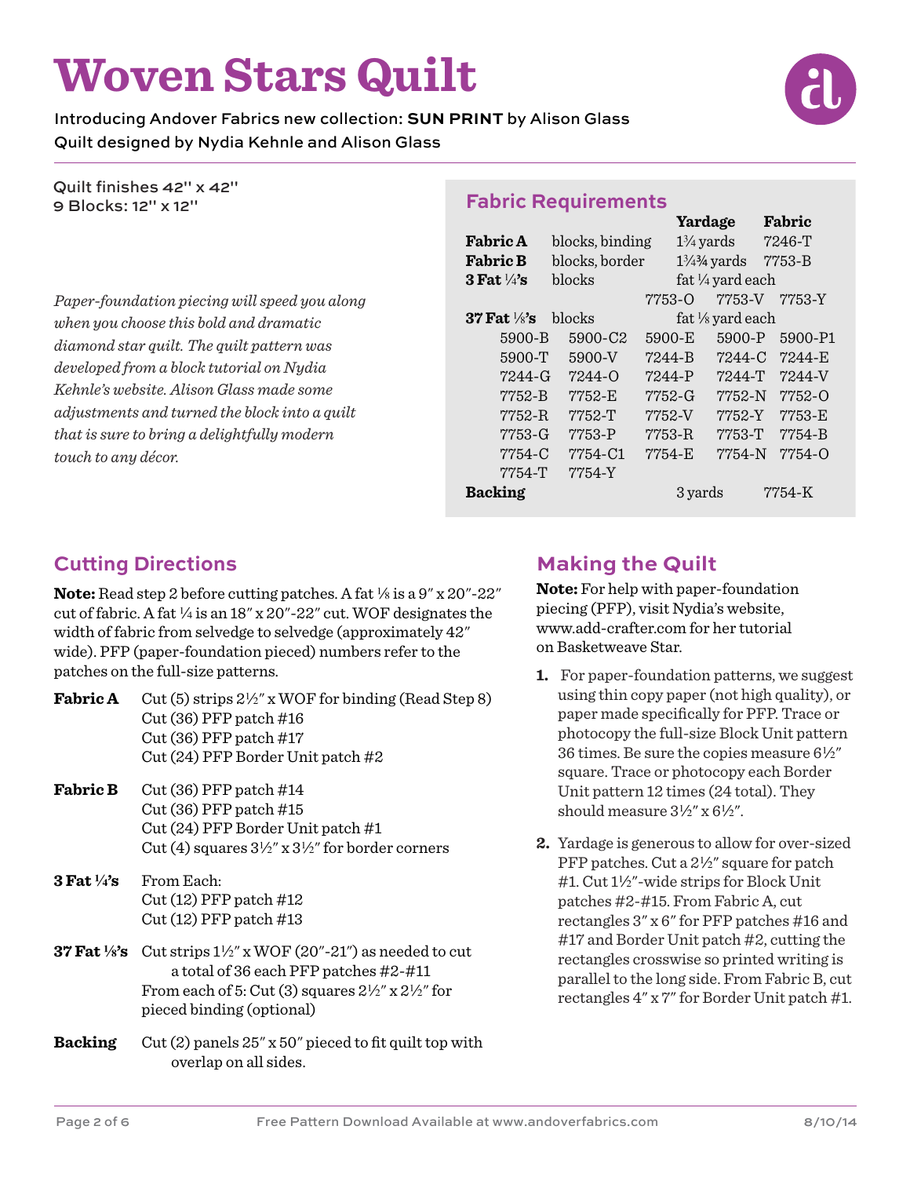# Woven Stars Quilt

Introducing Andover Fabrics new collection: **SUN PRINT** by Alison Glass
Quilt designed by Nydia Kehnle and Alison Glass

Quilt finishes 42" x 42"
9 Blocks: 12" x 12"

*Paper-foundation piecing will speed you along when you choose this bold and dramatic diamond star quilt. The quilt pattern was developed from a block tutorial on Nydia Kehnle's website. Alison Glass made some adjustments and turned the block into a quilt that is sure to bring a delightfully modern touch to any décor.*

## Fabric Requirements

| | | **Yardage** | **Fabric** |
|---|---|---|---|
| **Fabric A** | blocks, binding | 1¾ yards | 7246-T |
| **Fabric B** | blocks, border | 1¾¾ yards | 7753-B |
| **3 Fat ¼'s** | blocks | fat ¼ yard each | |

7753-O 7753-V 7753-Y

**37 Fat ⅛'s** blocks — fat ⅛ yard each

| | | | | |
|---|---|---|---|---|
| 5900-B | 5900-C2 | 5900-E | 5900-P | 5900-P1 |
| 5900-T | 5900-V | 7244-B | 7244-C | 7244-E |
| 7244-G | 7244-O | 7244-P | 7244-T | 7244-V |
| 7752-B | 7752-E | 7752-G | 7752-N | 7752-O |
| 7752-R | 7752-T | 7752-V | 7752-Y | 7753-E |
| 7753-G | 7753-P | 7753-R | 7753-T | 7754-B |
| 7754-C | 7754-C1 | 7754-E | 7754-N | 7754-O |
| 7754-T | 7754-Y | | | |

**Backing** — 3 yards — 7754-K

## Cutting Directions

**Note:** Read step 2 before cutting patches. A fat ⅛ is a 9" x 20"-22" cut of fabric. A fat ¼ is an 18" x 20"-22" cut. WOF designates the width of fabric from selvedge to selvedge (approximately 42" wide). PFP (paper-foundation pieced) numbers refer to the patches on the full-size patterns.

**Fabric A**
- Cut (5) strips 2½" x WOF for binding (Read Step 8)
- Cut (36) PFP patch #16
- Cut (36) PFP patch #17
- Cut (24) PFP Border Unit patch #2

**Fabric B**
- Cut (36) PFP patch #14
- Cut (36) PFP patch #15
- Cut (24) PFP Border Unit patch #1
- Cut (4) squares 3½" x 3½" for border corners

**3 Fat ¼'s**
From Each:
- Cut (12) PFP patch #12
- Cut (12) PFP patch #13

**37 Fat ⅛'s**
- Cut strips 1½" x WOF (20"-21") as needed to cut a total of 36 each PFP patches #2-#11
- From each of 5: Cut (3) squares 2½" x 2½" for pieced binding (optional)

**Backing**
- Cut (2) panels 25" x 50" pieced to fit quilt top with overlap on all sides.

## Making the Quilt

**Note:** For help with paper-foundation piecing (PFP), visit Nydia's website, www.add-crafter.com for her tutorial on Basketweave Star.

1. For paper-foundation patterns, we suggest using thin copy paper (not high quality), or paper made specifically for PFP. Trace or photocopy the full-size Block Unit pattern 36 times. Be sure the copies measure 6½" square. Trace or photocopy each Border Unit pattern 12 times (24 total). They should measure 3½" x 6½".

2. Yardage is generous to allow for over-sized PFP patches. Cut a 2½" square for patch #1. Cut 1½"-wide strips for Block Unit patches #2-#15. From Fabric A, cut rectangles 3" x 6" for PFP patches #16 and #17 and Border Unit patch #2, cutting the rectangles crosswise so printed writing is parallel to the long side. From Fabric B, cut rectangles 4" x 7" for Border Unit patch #1.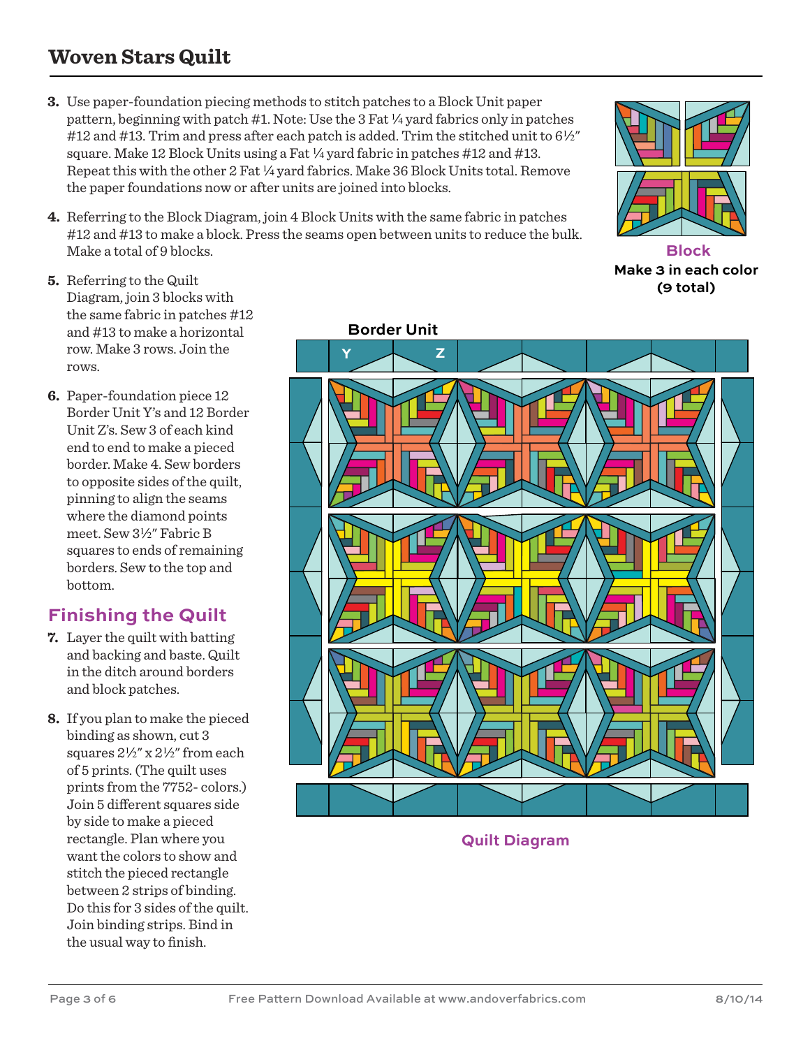# Woven Stars Quilt

3. Use paper-foundation piecing methods to stitch patches to a Block Unit paper pattern, beginning with patch #1. Note: Use the 3 Fat ¼ yard fabrics only in patches #12 and #13. Trim and press after each patch is added. Trim the stitched unit to 6½" square. Make 12 Block Units using a Fat ¼ yard fabric in patches #12 and #13. Repeat this with the other 2 Fat ¼ yard fabrics. Make 36 Block Units total. Remove the paper foundations now or after units are joined into blocks.

4. Referring to the Block Diagram, join 4 Block Units with the same fabric in patches #12 and #13 to make a block. Press the seams open between units to reduce the bulk. Make a total of 9 blocks.

**Block**
**Make 3 in each color (9 total)**

5. Referring to the Quilt Diagram, join 3 blocks with the same fabric in patches #12 and #13 to make a horizontal row. Make 3 rows. Join the rows.

6. Paper-foundation piece 12 Border Unit Y's and 12 Border Unit Z's. Sew 3 of each kind end to end to make a pieced border. Make 4. Sew borders to opposite sides of the quilt, pinning to align the seams where the diamond points meet. Sew 3½" Fabric B squares to ends of remaining borders. Sew to the top and bottom.

## Finishing the Quilt

7. Layer the quilt with batting and backing and baste. Quilt in the ditch around borders and block patches.

8. If you plan to make the pieced binding as shown, cut 3 squares 2½" x 2½" from each of 5 prints. (The quilt uses prints from the 7752- colors.) Join 5 different squares side by side to make a pieced rectangle. Plan where you want the colors to show and stitch the pieced rectangle between 2 strips of binding. Do this for 3 sides of the quilt. Join binding strips. Bind in the usual way to finish.

**Border Unit**

Y Z

**Quilt Diagram**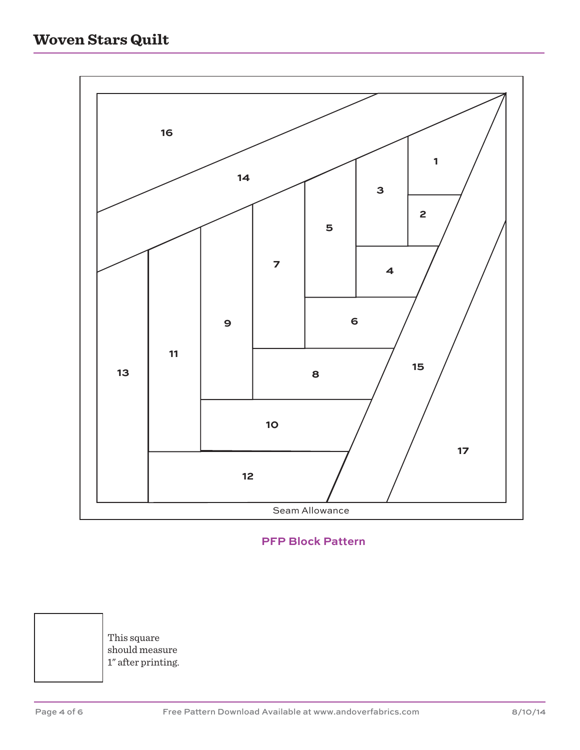# Woven Stars Quilt

16

14

1

3

2

5

7

4

9

6

11

13

15

8

10

17

12

Seam Allowance

**PFP Block Pattern**

This square should measure 1" after printing.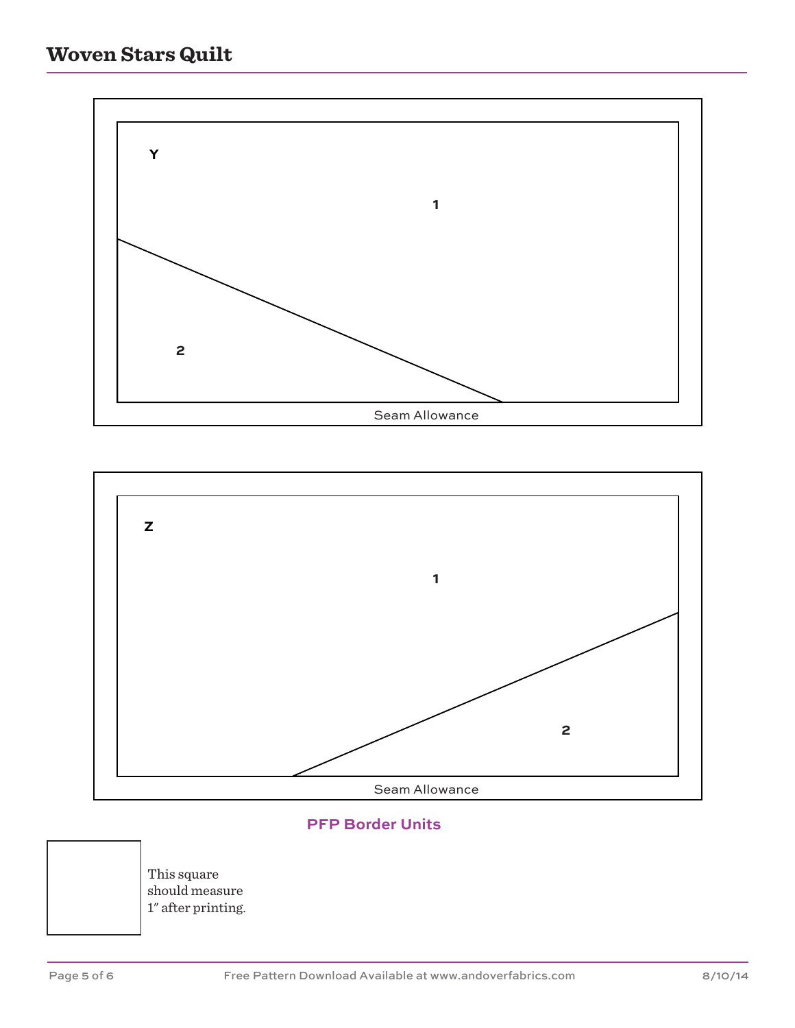Y

1

2

Seam Allowance

Z

1

2

Seam Allowance

**PFP Border Units**

This square should measure 1″ after printing.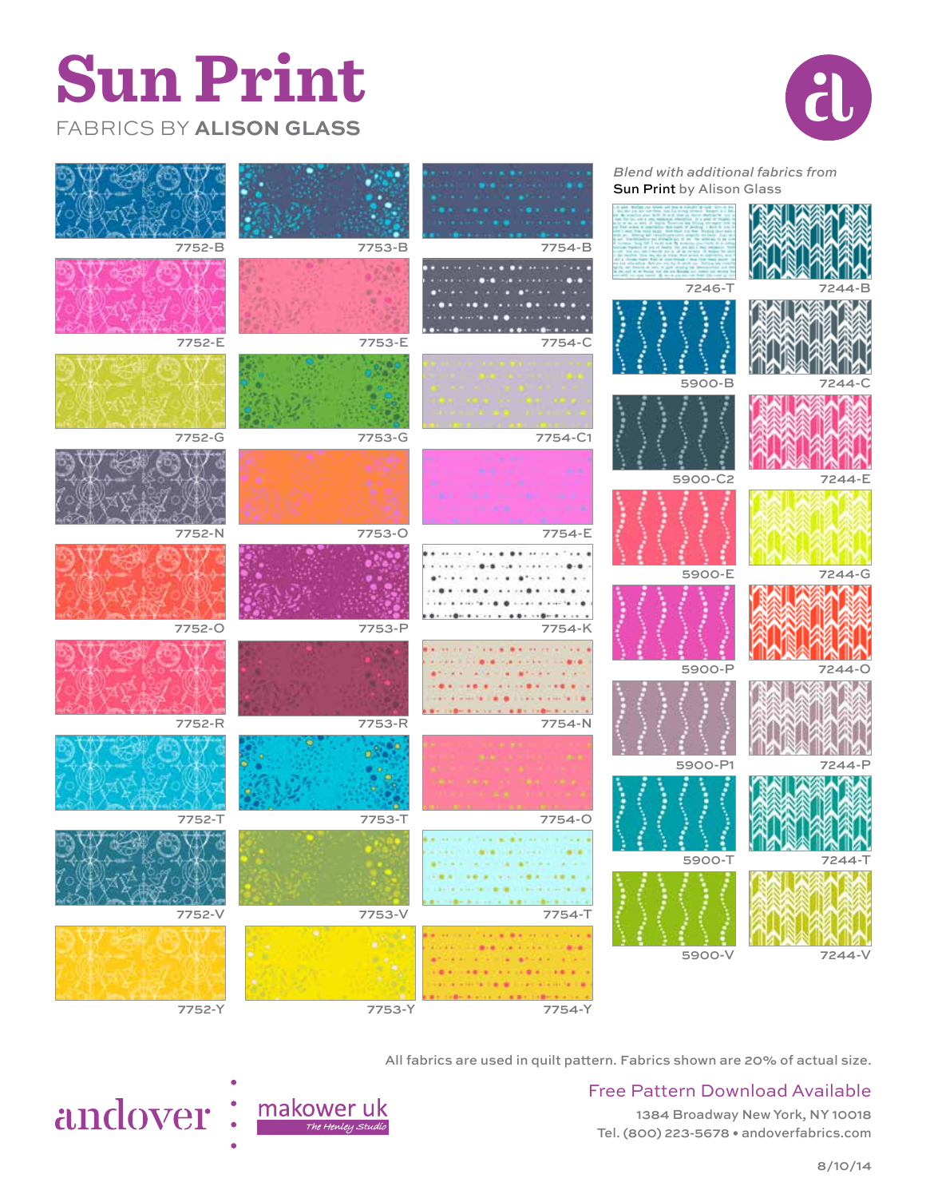# Sun Print

FABRICS BY **ALISON GLASS**

7752-B
7753-B
7754-B
7752-E
7753-E
7754-C
7752-G
7753-G
7754-C1
7752-N
7753-O
7754-E
7752-O
7753-P
7754-K
7752-R
7753-R
7754-N
7752-T
7753-T
7754-O
7752-V
7753-V
7754-T
7752-Y
7753-Y
7754-Y

*Blend with additional fabrics from*
**Sun Print** by Alison Glass

7246-T
7244-B
5900-B
7244-C
5900-C2
7244-E
5900-E
7244-G
5900-P
7244-O
5900-P1
7244-P
5900-T
7244-T
5900-V
7244-V

All fabrics are used in quilt pattern. Fabrics shown are 20% of actual size.

andover
makower uk
The Henley Studio

Free Pattern Download Available

1384 Broadway New York, NY 10018
Tel. (800) 223-5678 • andoverfabrics.com

8/10/14